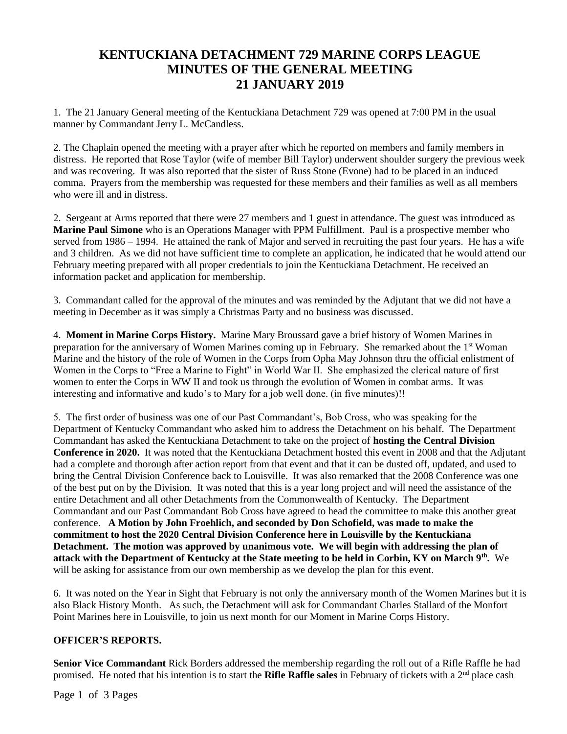# KENTUCKIANA DETACHMENT 729 MARINE CORPS LEAGUE
# MINUTES OF THE GENERAL MEETING
# 21 JANUARY 2019

1. The 21 January General meeting of the Kentuckiana Detachment 729 was opened at 7:00 PM in the usual manner by Commandant Jerry L. McCandless.

2. The Chaplain opened the meeting with a prayer after which he reported on members and family members in distress. He reported that Rose Taylor (wife of member Bill Taylor) underwent shoulder surgery the previous week and was recovering. It was also reported that the sister of Russ Stone (Evone) had to be placed in an induced comma. Prayers from the membership was requested for these members and their families as well as all members who were ill and in distress.

2. Sergeant at Arms reported that there were 27 members and 1 guest in attendance. The guest was introduced as **Marine Paul Simone** who is an Operations Manager with PPM Fulfillment. Paul is a prospective member who served from 1986 – 1994. He attained the rank of Major and served in recruiting the past four years. He has a wife and 3 children. As we did not have sufficient time to complete an application, he indicated that he would attend our February meeting prepared with all proper credentials to join the Kentuckiana Detachment. He received an information packet and application for membership.

3. Commandant called for the approval of the minutes and was reminded by the Adjutant that we did not have a meeting in December as it was simply a Christmas Party and no business was discussed.

4. **Moment in Marine Corps History.** Marine Mary Broussard gave a brief history of Women Marines in preparation for the anniversary of Women Marines coming up in February. She remarked about the 1st Woman Marine and the history of the role of Women in the Corps from Opha May Johnson thru the official enlistment of Women in the Corps to "Free a Marine to Fight" in World War II. She emphasized the clerical nature of first women to enter the Corps in WW II and took us through the evolution of Women in combat arms. It was interesting and informative and kudo's to Mary for a job well done. (in five minutes)!!

5. The first order of business was one of our Past Commandant's, Bob Cross, who was speaking for the Department of Kentucky Commandant who asked him to address the Detachment on his behalf. The Department Commandant has asked the Kentuckiana Detachment to take on the project of **hosting the Central Division Conference in 2020.** It was noted that the Kentuckiana Detachment hosted this event in 2008 and that the Adjutant had a complete and thorough after action report from that event and that it can be dusted off, updated, and used to bring the Central Division Conference back to Louisville. It was also remarked that the 2008 Conference was one of the best put on by the Division. It was noted that this is a year long project and will need the assistance of the entire Detachment and all other Detachments from the Commonwealth of Kentucky. The Department Commandant and our Past Commandant Bob Cross have agreed to head the committee to make this another great conference. **A Motion by John Froehlich, and seconded by Don Schofield, was made to make the commitment to host the 2020 Central Division Conference here in Louisville by the Kentuckiana Detachment. The motion was approved by unanimous vote. We will begin with addressing the plan of attack with the Department of Kentucky at the State meeting to be held in Corbin, KY on March 9th.** We will be asking for assistance from our own membership as we develop the plan for this event.

6. It was noted on the Year in Sight that February is not only the anniversary month of the Women Marines but it is also Black History Month. As such, the Detachment will ask for Commandant Charles Stallard of the Monfort Point Marines here in Louisville, to join us next month for our Moment in Marine Corps History.

**OFFICER'S REPORTS.**

**Senior Vice Commandant** Rick Borders addressed the membership regarding the roll out of a Rifle Raffle he had promised. He noted that his intention is to start the **Rifle Raffle sales** in February of tickets with a 2nd place cash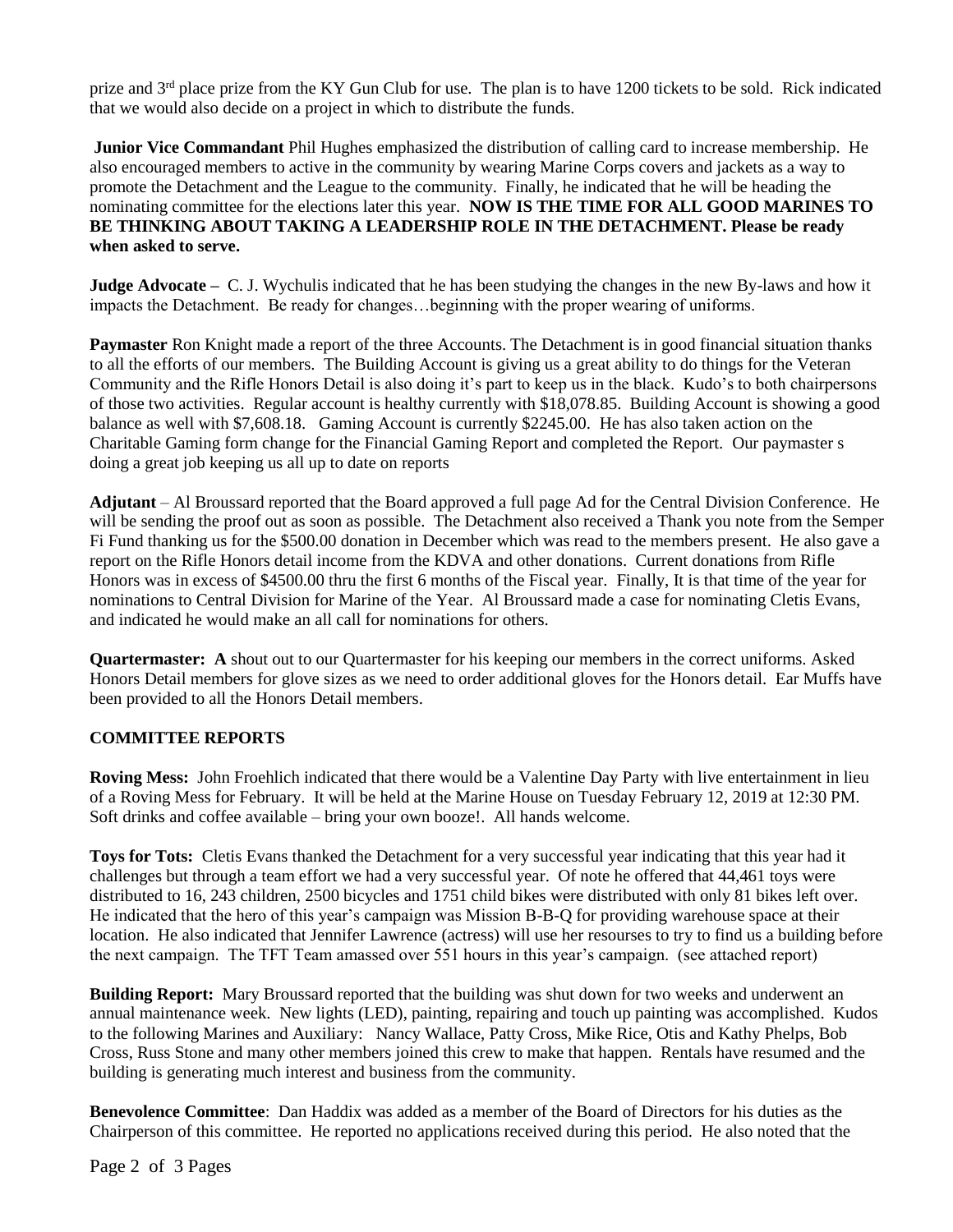prize and 3rd place prize from the KY Gun Club for use. The plan is to have 1200 tickets to be sold. Rick indicated that we would also decide on a project in which to distribute the funds.

**Junior Vice Commandant** Phil Hughes emphasized the distribution of calling card to increase membership. He also encouraged members to active in the community by wearing Marine Corps covers and jackets as a way to promote the Detachment and the League to the community. Finally, he indicated that he will be heading the nominating committee for the elections later this year. **NOW IS THE TIME FOR ALL GOOD MARINES TO BE THINKING ABOUT TAKING A LEADERSHIP ROLE IN THE DETACHMENT. Please be ready when asked to serve.**

**Judge Advocate –** C. J. Wychulis indicated that he has been studying the changes in the new By-laws and how it impacts the Detachment. Be ready for changes…beginning with the proper wearing of uniforms.

**Paymaster** Ron Knight made a report of the three Accounts. The Detachment is in good financial situation thanks to all the efforts of our members. The Building Account is giving us a great ability to do things for the Veteran Community and the Rifle Honors Detail is also doing it's part to keep us in the black. Kudo's to both chairpersons of those two activities. Regular account is healthy currently with $18,078.85. Building Account is showing a good balance as well with $7,608.18. Gaming Account is currently $2245.00. He has also taken action on the Charitable Gaming form change for the Financial Gaming Report and completed the Report. Our paymaster s doing a great job keeping us all up to date on reports

**Adjutant** – Al Broussard reported that the Board approved a full page Ad for the Central Division Conference. He will be sending the proof out as soon as possible. The Detachment also received a Thank you note from the Semper Fi Fund thanking us for the $500.00 donation in December which was read to the members present. He also gave a report on the Rifle Honors detail income from the KDVA and other donations. Current donations from Rifle Honors was in excess of $4500.00 thru the first 6 months of the Fiscal year. Finally, It is that time of the year for nominations to Central Division for Marine of the Year. Al Broussard made a case for nominating Cletis Evans, and indicated he would make an all call for nominations for others.

**Quartermaster: A** shout out to our Quartermaster for his keeping our members in the correct uniforms. Asked Honors Detail members for glove sizes as we need to order additional gloves for the Honors detail. Ear Muffs have been provided to all the Honors Detail members.

## COMMITTEE REPORTS

**Roving Mess:** John Froehlich indicated that there would be a Valentine Day Party with live entertainment in lieu of a Roving Mess for February. It will be held at the Marine House on Tuesday February 12, 2019 at 12:30 PM. Soft drinks and coffee available – bring your own booze!. All hands welcome.

**Toys for Tots:** Cletis Evans thanked the Detachment for a very successful year indicating that this year had it challenges but through a team effort we had a very successful year. Of note he offered that 44,461 toys were distributed to 16, 243 children, 2500 bicycles and 1751 child bikes were distributed with only 81 bikes left over. He indicated that the hero of this year's campaign was Mission B-B-Q for providing warehouse space at their location. He also indicated that Jennifer Lawrence (actress) will use her resourses to try to find us a building before the next campaign. The TFT Team amassed over 551 hours in this year's campaign. (see attached report)

**Building Report:** Mary Broussard reported that the building was shut down for two weeks and underwent an annual maintenance week. New lights (LED), painting, repairing and touch up painting was accomplished. Kudos to the following Marines and Auxiliary: Nancy Wallace, Patty Cross, Mike Rice, Otis and Kathy Phelps, Bob Cross, Russ Stone and many other members joined this crew to make that happen. Rentals have resumed and the building is generating much interest and business from the community.

**Benevolence Committee**: Dan Haddix was added as a member of the Board of Directors for his duties as the Chairperson of this committee. He reported no applications received during this period. He also noted that the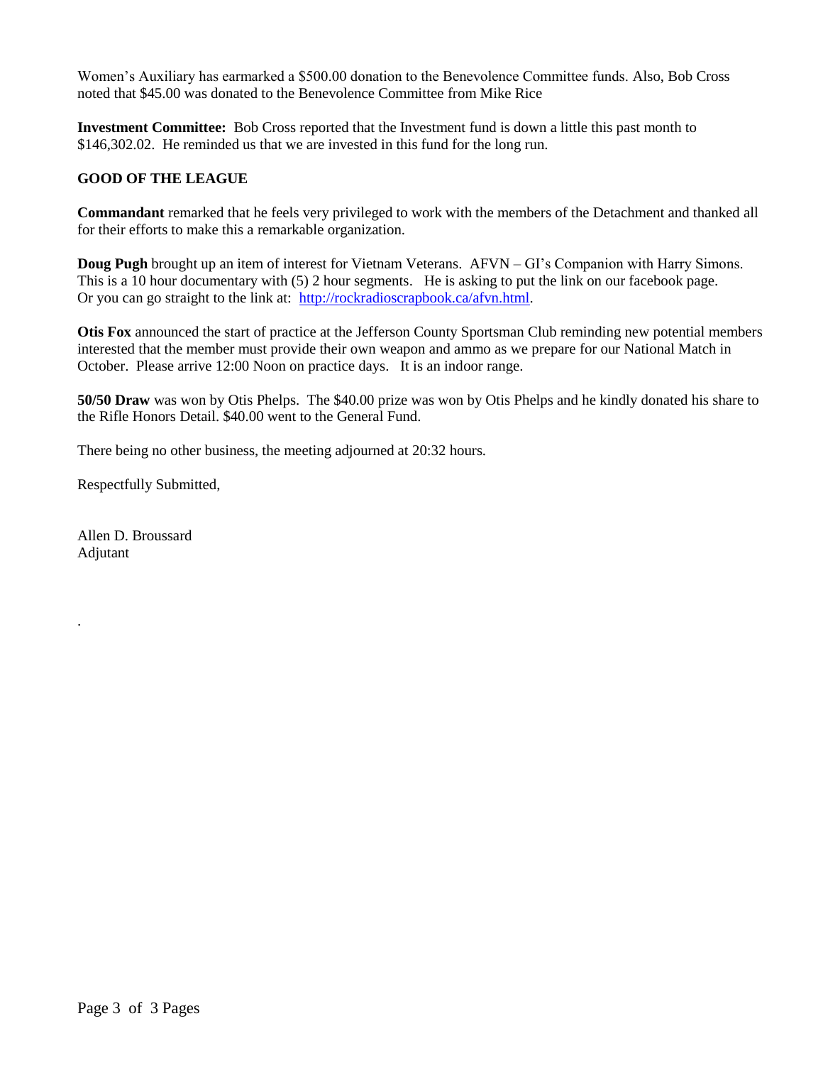Women's Auxiliary has earmarked a $500.00 donation to the Benevolence Committee funds. Also, Bob Cross noted that $45.00 was donated to the Benevolence Committee from Mike Rice

**Investment Committee:** Bob Cross reported that the Investment fund is down a little this past month to $146,302.02. He reminded us that we are invested in this fund for the long run.

**GOOD OF THE LEAGUE**

**Commandant** remarked that he feels very privileged to work with the members of the Detachment and thanked all for their efforts to make this a remarkable organization.

**Doug Pugh** brought up an item of interest for Vietnam Veterans. AFVN – GI's Companion with Harry Simons. This is a 10 hour documentary with (5) 2 hour segments. He is asking to put the link on our facebook page. Or you can go straight to the link at: [http://rockradioscrapbook.ca/afvn.html](http://rockradioscrapbook.ca/afvn.html).

**Otis Fox** announced the start of practice at the Jefferson County Sportsman Club reminding new potential members interested that the member must provide their own weapon and ammo as we prepare for our National Match in October. Please arrive 12:00 Noon on practice days. It is an indoor range.

**50/50 Draw** was won by Otis Phelps. The $40.00 prize was won by Otis Phelps and he kindly donated his share to the Rifle Honors Detail. $40.00 went to the General Fund.

There being no other business, the meeting adjourned at 20:32 hours.

Respectfully Submitted,

Allen D. Broussard
Adjutant

.